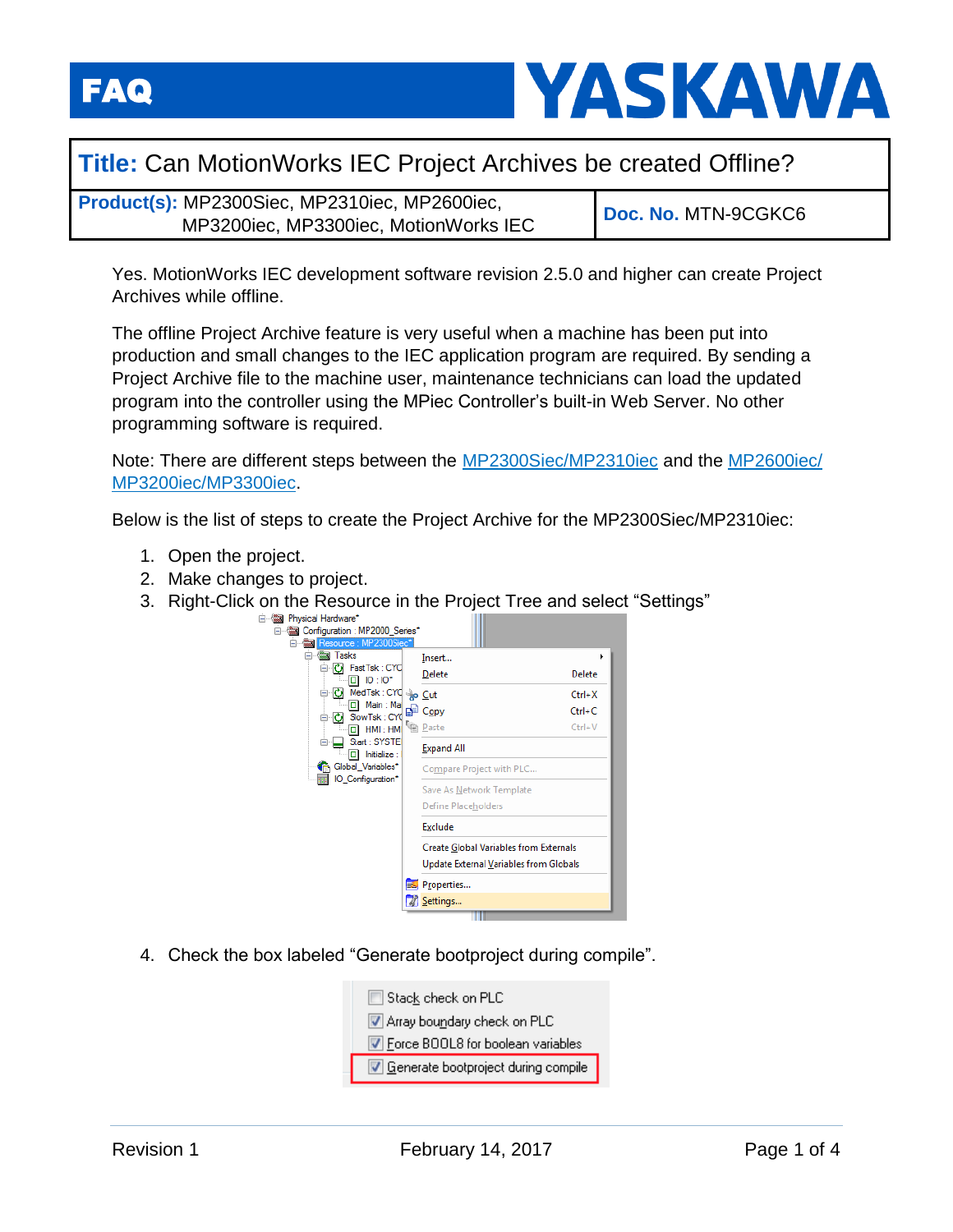# FAQ — YASKAWA

| **Title:** Can MotionWorks IEC Project Archives be created Offline? | |
|---|---|
| **Product(s):** MP2300Siec, MP2310iec, MP2600iec, MP3200iec, MP3300iec, MotionWorks IEC | **Doc. No.** MTN-9CGKC6 |

Yes. MotionWorks IEC development software revision 2.5.0 and higher can create Project Archives while offline.

The offline Project Archive feature is very useful when a machine has been put into production and small changes to the IEC application program are required. By sending a Project Archive file to the machine user, maintenance technicians can load the updated program into the controller using the MPiec Controller's built-in Web Server. No other programming software is required.

Note: There are different steps between the MP2300Siec/MP2310iec and the MP2600iec/MP3200iec/MP3300iec.

Below is the list of steps to create the Project Archive for the MP2300Siec/MP2310iec:

1. Open the project.
2. Make changes to project.
3. Right-Click on the Resource in the Project Tree and select "Settings"
4. Check the box labeled "Generate bootproject during compile".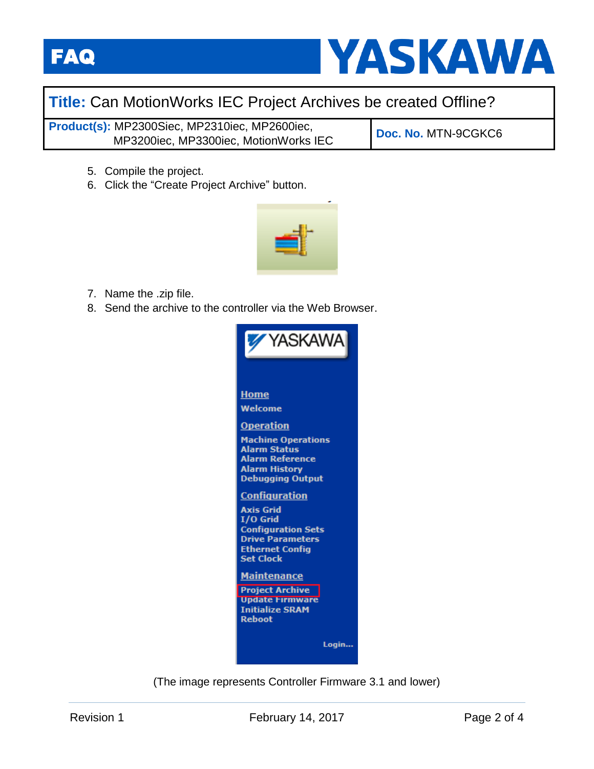5. Compile the project.
6. Click the “Create Project Archive” button.

7. Name the .zip file.
8. Send the archive to the controller via the Web Browser.

(The image represents Controller Firmware 3.1 and lower)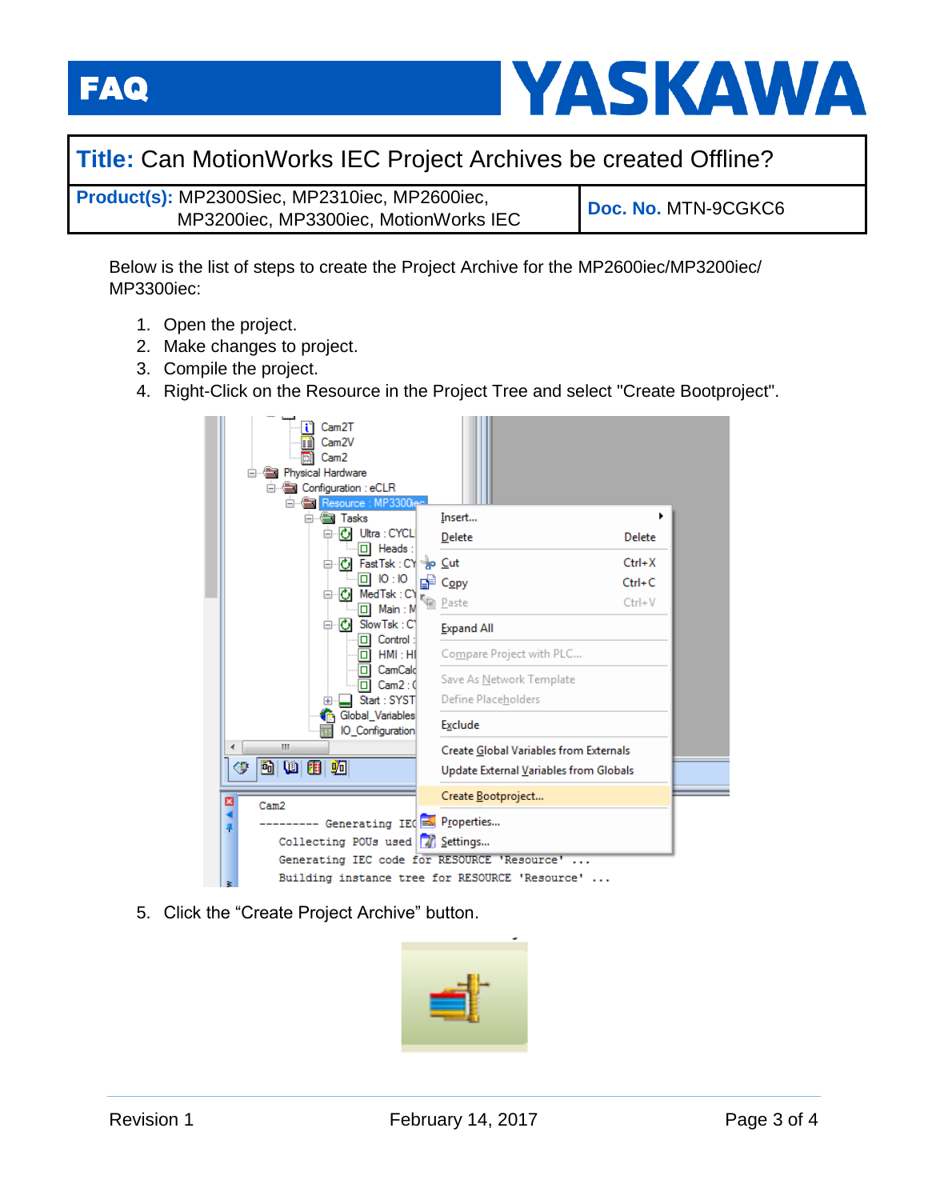Below is the list of steps to create the Project Archive for the MP2600iec/MP3200iec/MP3300iec:

1. Open the project.
2. Make changes to project.
3. Compile the project.
4. Right-Click on the Resource in the Project Tree and select "Create Bootproject".
5. Click the “Create Project Archive” button.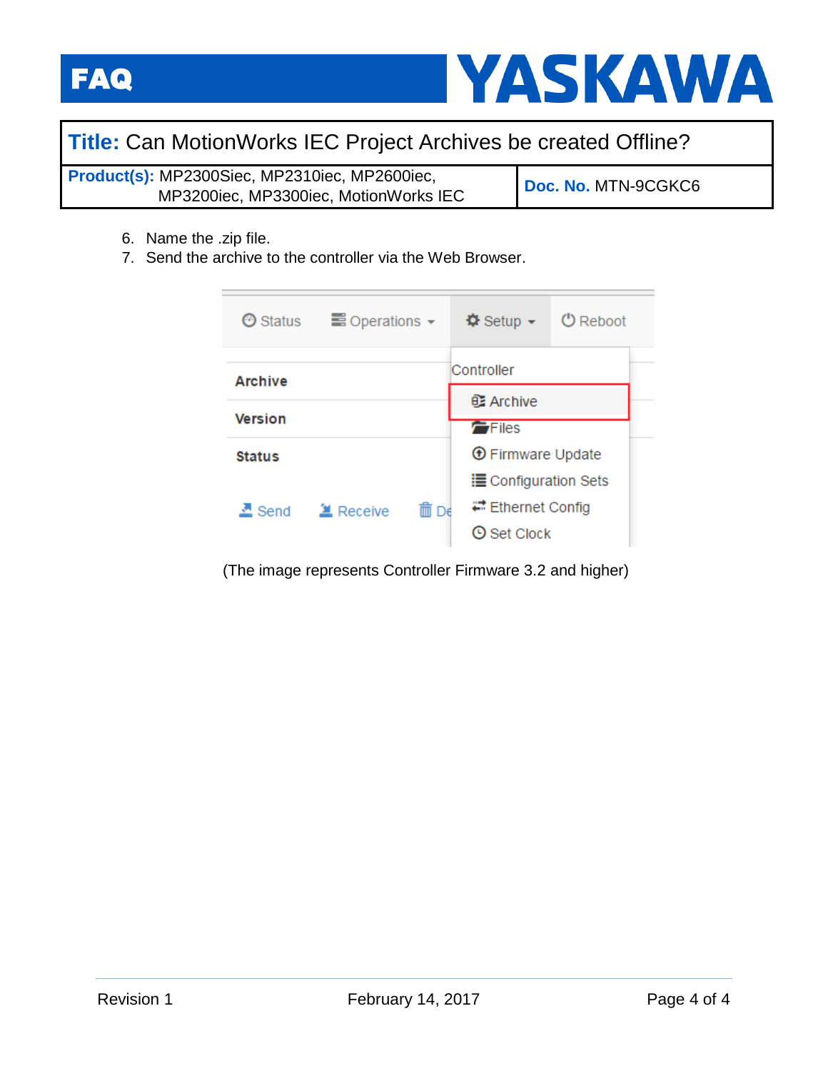6. Name the .zip file.
7. Send the archive to the controller via the Web Browser.

(The image represents Controller Firmware 3.2 and higher)